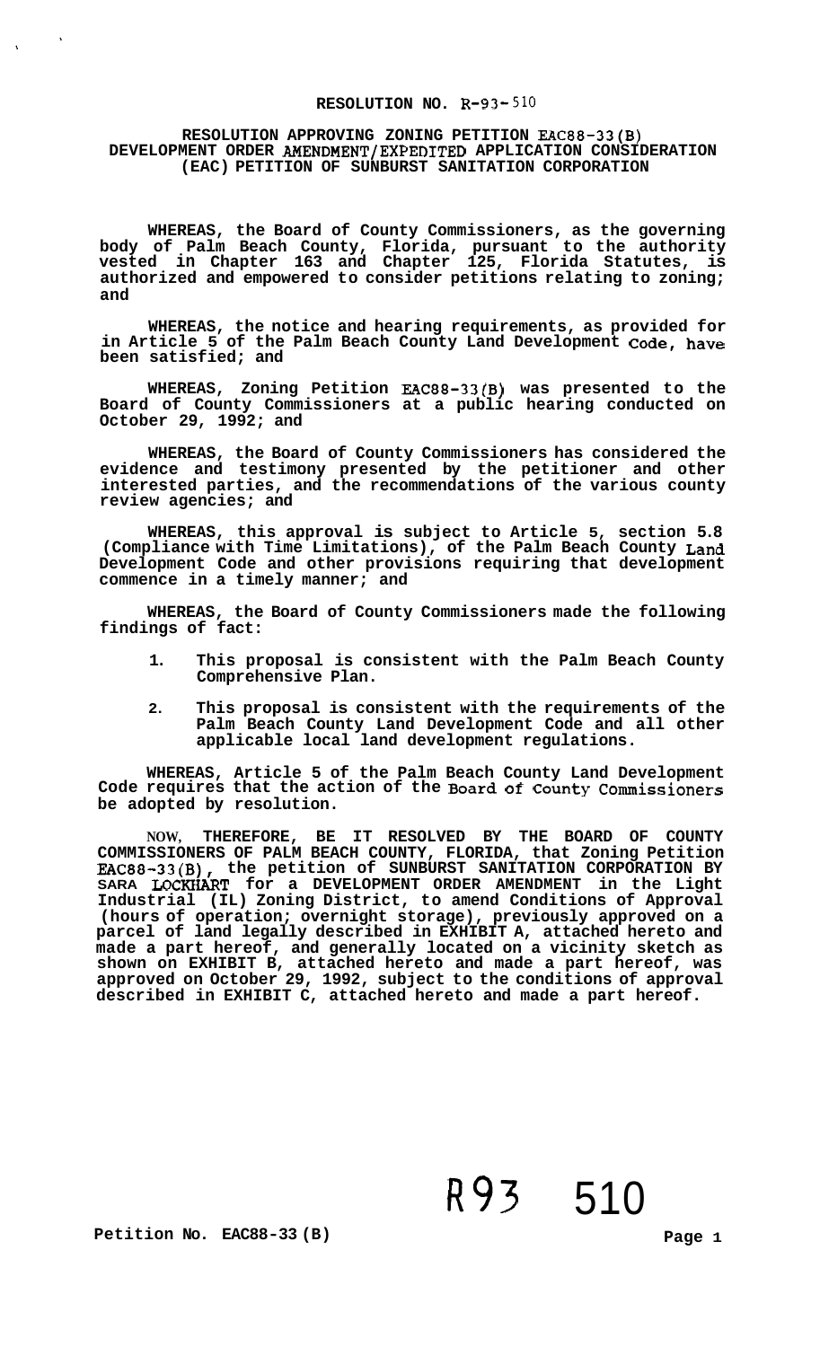# RESOLUTION NO. R-93-510

## RESOLUTION APPROVING ZONING PETITION EAC88-33(B) DEVELOPMENT ORDER AMENDMENT/EXPEDITED APPLICATION CONSIDERATION (EAC) PETITION OF SUNBURST SANITATION CORPORATION

**WHEREAS, the Board of County Commissioners, as the governing body of Palm Beach County, Florida, pursuant to the authority vested in Chapter 163 and Chapter 125, Florida Statutes, is authorized and empowered to consider petitions relating to zoning; and**

**WHEREAS, the notice and hearing requirements, as provided for in Article 5 of the Palm Beach County Land Development Code, have been satisfied; and**

**WHEREAS, Zoning Petition EAC88-33(B) was presented to the Board of County Commissioners at a public hearing conducted on October 29, 1992; and**

**WHEREAS, the Board of County Commissioners has considered the evidence and testimony presented by the petitioner and other interested parties, and the recommendations of the various county review agencies; and**

**WHEREAS, this approval is subject to Article 5, section 5.8 (Compliance with Time Limitations), of the Palm Beach County Land Development Code and other provisions requiring that development commence in a timely manner; and**

**WHEREAS, the Board of County Commissioners made the following findings of fact:**

1. **This proposal is consistent with the Palm Beach County Comprehensive Plan.**
2. **This proposal is consistent with the requirements of the Palm Beach County Land Development Code and all other applicable local land development regulations.**

**WHEREAS, Article 5 of the Palm Beach County Land Development Code requires that the action of the Board of County Commissioners be adopted by resolution.**

**NOW, THEREFORE, BE IT RESOLVED BY THE BOARD OF COUNTY COMMISSIONERS OF PALM BEACH COUNTY, FLORIDA, that Zoning Petition EAC88-33(B), the petition of SUNBURST SANITATION CORPORATION BY SARA LOCKHART for a DEVELOPMENT ORDER AMENDMENT in the Light Industrial (IL) Zoning District, to amend Conditions of Approval (hours of operation; overnight storage), previously approved on a parcel of land legally described in EXHIBIT A, attached hereto and made a part hereof, and generally located on a vicinity sketch as shown on EXHIBIT B, attached hereto and made a part hereof, was approved on October 29, 1992, subject to the conditions of approval described in EXHIBIT C, attached hereto and made a part hereof.**

R93 510

**Petition No. EAC88-33 (B)**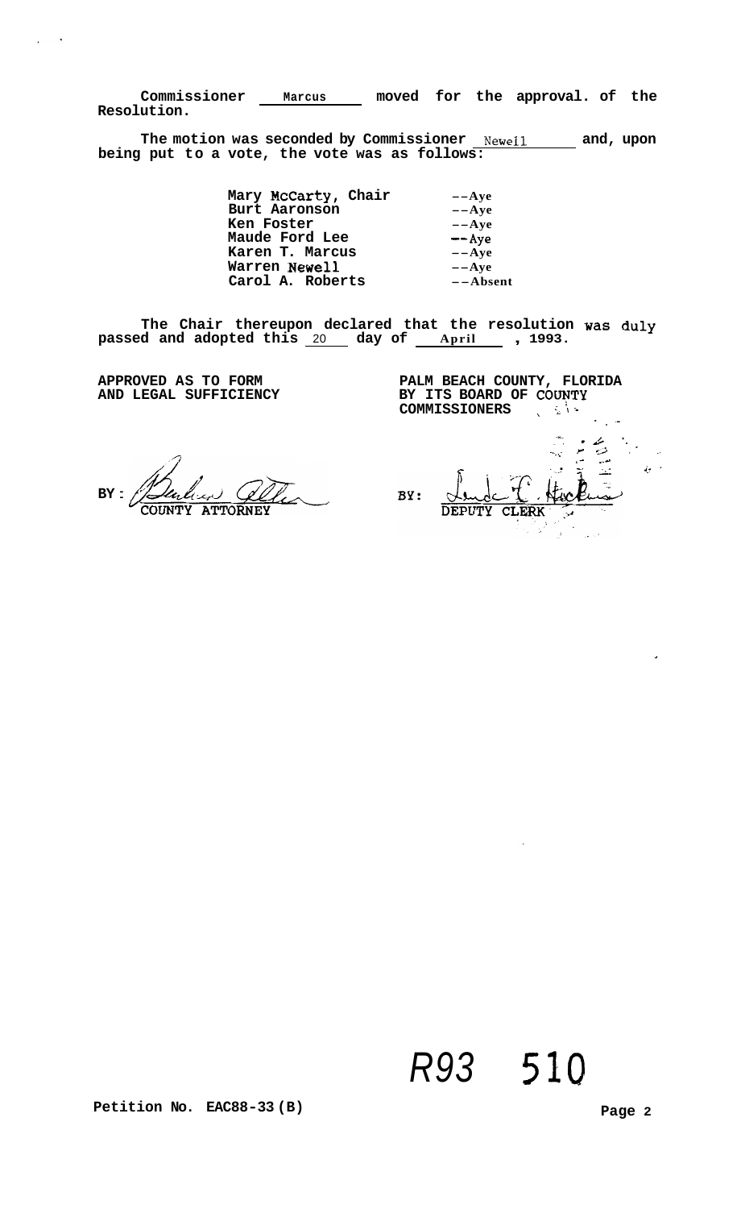**Commissioner Marcus moved for the approval. of the Resolution.**

**The motion was seconded by Commissioner Newell and, upon being put to a vote, the vote was as follows:**

| | |
|---|---|
| **Mary McCarty, Chair** | --Aye |
| **Burt Aaronson** | --Aye |
| **Ken Foster** | --Aye |
| **Maude Ford Lee** | --Aye |
| **Karen T. Marcus** | --Aye |
| **Warren Newell** | --Aye |
| **Carol A. Roberts** | --Absent |

**The Chair thereupon declared that the resolution was duly passed and adopted this 20 day of April, 1993.**

**APPROVED AS TO FORM AND LEGAL SUFFICIENCY**

BY: COUNTY ATTORNEY

**PALM BEACH COUNTY, FLORIDA BY ITS BOARD OF COUNTY COMMISSIONERS**

BY: DEPUTY CLERK

*R93 510*

**Petition No. EAC88-33(B)**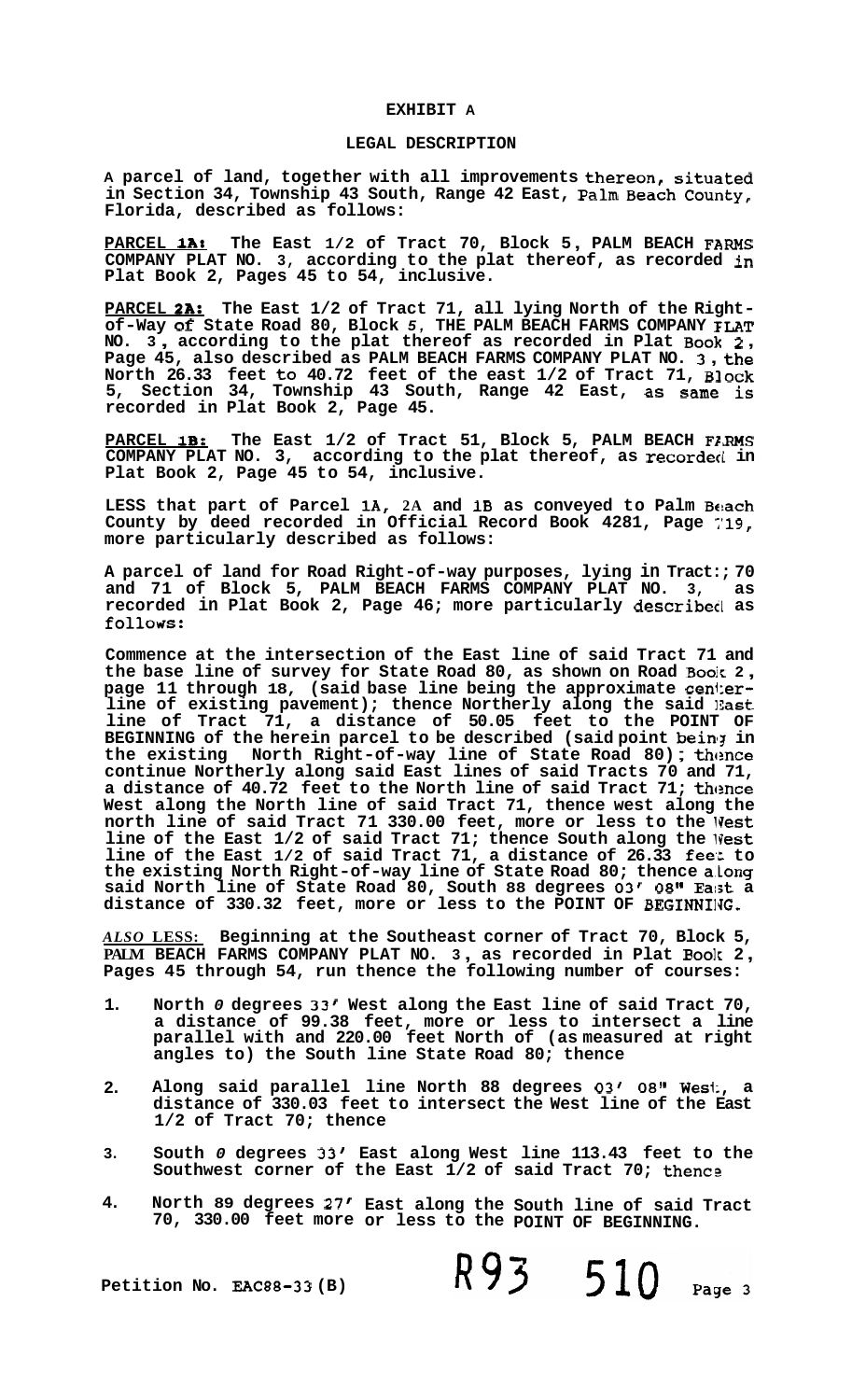# EXHIBIT A

## LEGAL DESCRIPTION

**A parcel of land, together with all improvements thereon, situated in Section 34, Township 43 South, Range 42 East, Palm Beach County, Florida, described as follows:**

**PARCEL 1A: The East 1/2 of Tract 70, Block 5, PALM BEACH FARMS COMPANY PLAT NO. 3, according to the plat thereof, as recorded in Plat Book 2, Pages 45 to 54, inclusive.**

**PARCEL 2A: The East 1/2 of Tract 71, all lying North of the Right-of-Way of State Road 80, Block 5, THE PALM BEACH FARMS COMPANY FLAT NO. 3, according to the plat thereof as recorded in Plat Book 2, Page 45, also described as PALM BEACH FARMS COMPANY PLAT NO. 3, the North 26.33 feet to 40.72 feet of the east 1/2 of Tract 71, Block 5, Section 34, Township 43 South, Range 42 East, as same is recorded in Plat Book 2, Page 45.**

**PARCEL 1B: The East 1/2 of Tract 51, Block 5, PALM BEACH FARMS COMPANY PLAT NO. 3, according to the plat thereof, as recorded in Plat Book 2, Page 45 to 54, inclusive.**

**LESS that part of Parcel 1A, 2A and 1B as conveyed to Palm Beach County by deed recorded in Official Record Book 4281, Page 719, more particularly described as follows:**

**A parcel of land for Road Right-of-way purposes, lying in Tract:; 70 and 71 of Block 5, PALM BEACH FARMS COMPANY PLAT NO. 3, as recorded in Plat Book 2, Page 46; more particularly described as follows:**

**Commence at the intersection of the East line of said Tract 71 and the base line of survey for State Road 80, as shown on Road Book 2, page 11 through 18, (said base line being the approximate center-line of existing pavement); thence Northerly along the said East line of Tract 71, a distance of 50.05 feet to the POINT OF BEGINNING of the herein parcel to be described (said point being in the existing North Right-of-way line of State Road 80); thence continue Northerly along said East lines of said Tracts 70 and 71, a distance of 40.72 feet to the North line of said Tract 71; thence West along the North line of said Tract 71, thence west along the north line of said Tract 71 330.00 feet, more or less to the West line of the East 1/2 of said Tract 71; thence South along the West line of the East 1/2 of said Tract 71, a distance of 26.33 feet to the existing North Right-of-way line of State Road 80; thence along said North line of State Road 80, South 88 degrees 03' 08" East a distance of 330.32 feet, more or less to the POINT OF BEGINNING.**

***ALSO* LESS: Beginning at the Southeast corner of Tract 70, Block 5, PALM BEACH FARMS COMPANY PLAT NO. 3, as recorded in Plat Book 2, Pages 45 through 54, run thence the following number of courses:**

1. **North 0 degrees 33' West along the East line of said Tract 70, a distance of 99.38 feet, more or less to intersect a line parallel with and 220.00 feet North of (as measured at right angles to) the South line State Road 80; thence**
2. **Along said parallel line North 88 degrees 03' 08" West, a distance of 330.03 feet to intersect the West line of the East 1/2 of Tract 70; thence**
3. **South 0 degrees 33' East along West line 113.43 feet to the Southwest corner of the East 1/2 of said Tract 70; thence**
4. **North 89 degrees 27' East along the South line of said Tract 70, 330.00 feet more or less to the POINT OF BEGINNING.**

**Petition No. EAC88-33 (B)** R93 510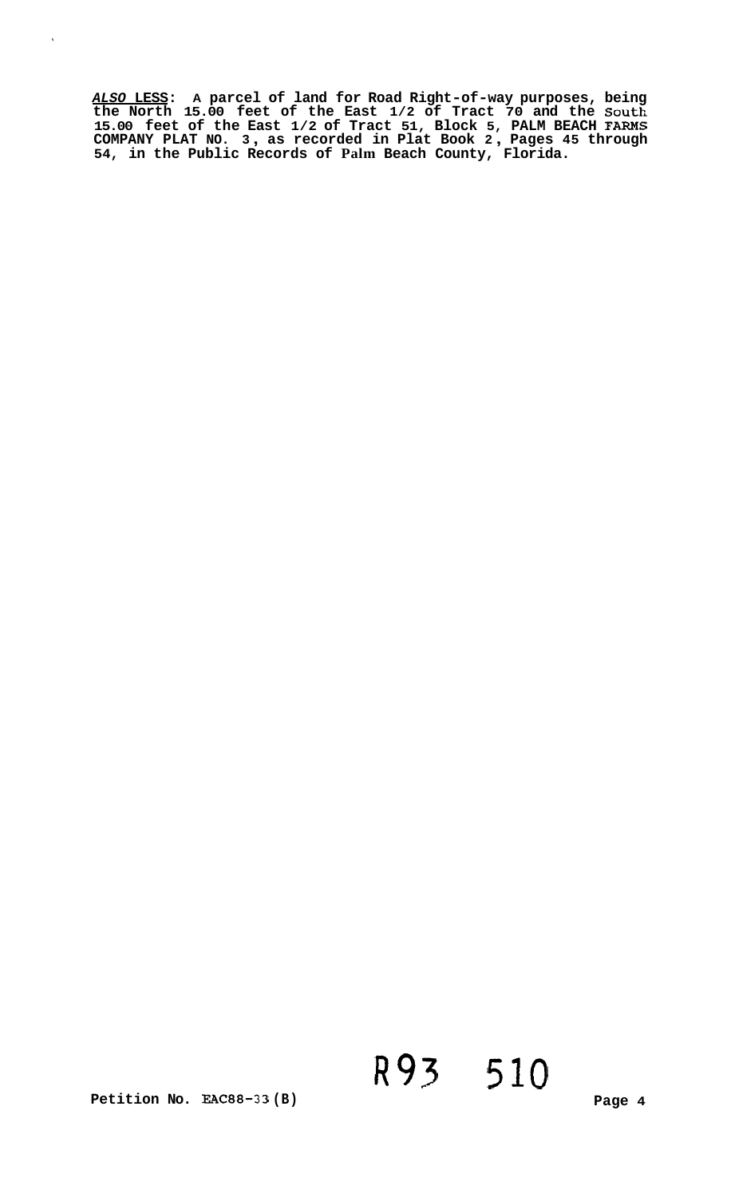***ALSO* LESS: A parcel of land for Road Right-of-way purposes, being the North 15.00 feet of the East 1/2 of Tract 70 and the South 15.00 feet of the East 1/2 of Tract 51, Block 5, PALM BEACH FARMS COMPANY PLAT NO. 3, as recorded in Plat Book 2, Pages 45 through 54, in the Public Records of Palm Beach County, Florida.**

R93 510

**Petition No. EAC88-33 (B)**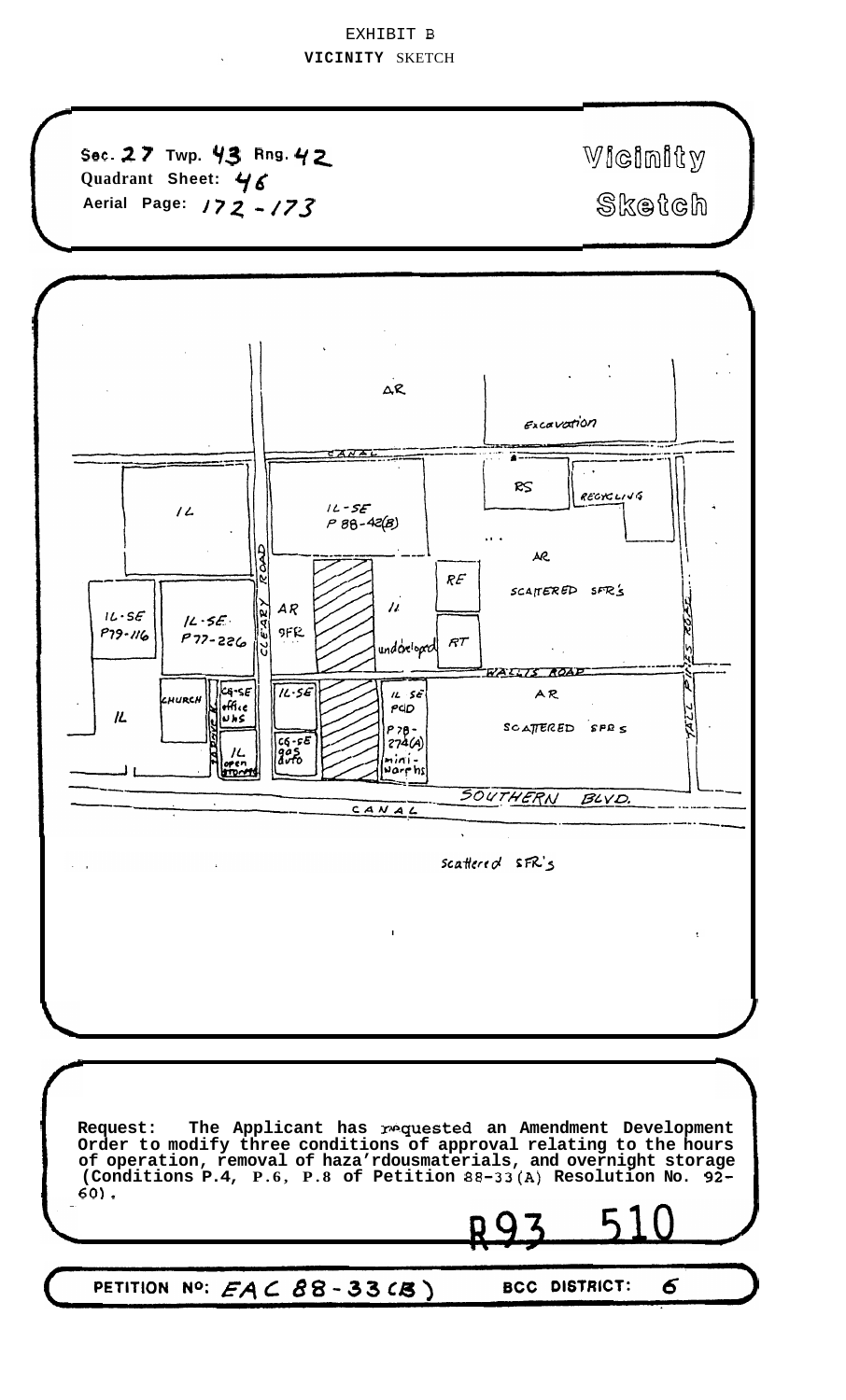EXHIBIT B

**VICINITY** SKETCH

Sec. 27 Twp. 43 Rng. 42
Quadrant Sheet: 46
Aerial Page: 172 - 173

Vicinity Sketch

AR

Excavation

CANAL

IL

IL-SE
P 88-42(B)

RS

RECYCLING

AR

IL-SE
P79-116

IL-SE
P77-226

CLEARY ROAD

AR
SFR

IL

undeveloped

RE

RT

SCATTERED SFR'S

WALLIS ROAD

AR

SCATTERED SFR S

TALL PINES ROAD

IL

CHURCH

CG-SE
office
whs

IL
open
storage

IL-SE

CG-SE
gas
auto

IL SE
PCD
P 78-274(A)
mini-warehs

SOUTHERN BLVD.

CANAL

Scattered SFR's

**Request: The Applicant has requested an Amendment Development Order to modify three conditions of approval relating to the hours of operation, removal of haza'rdousmaterials, and overnight storage (Conditions P.4, P.6, P.8 of Petition 88-33(A) Resolution No. 92-60).**

R93 510

PETITION N°: EAC 88-33(B) BCC DISTRICT: 6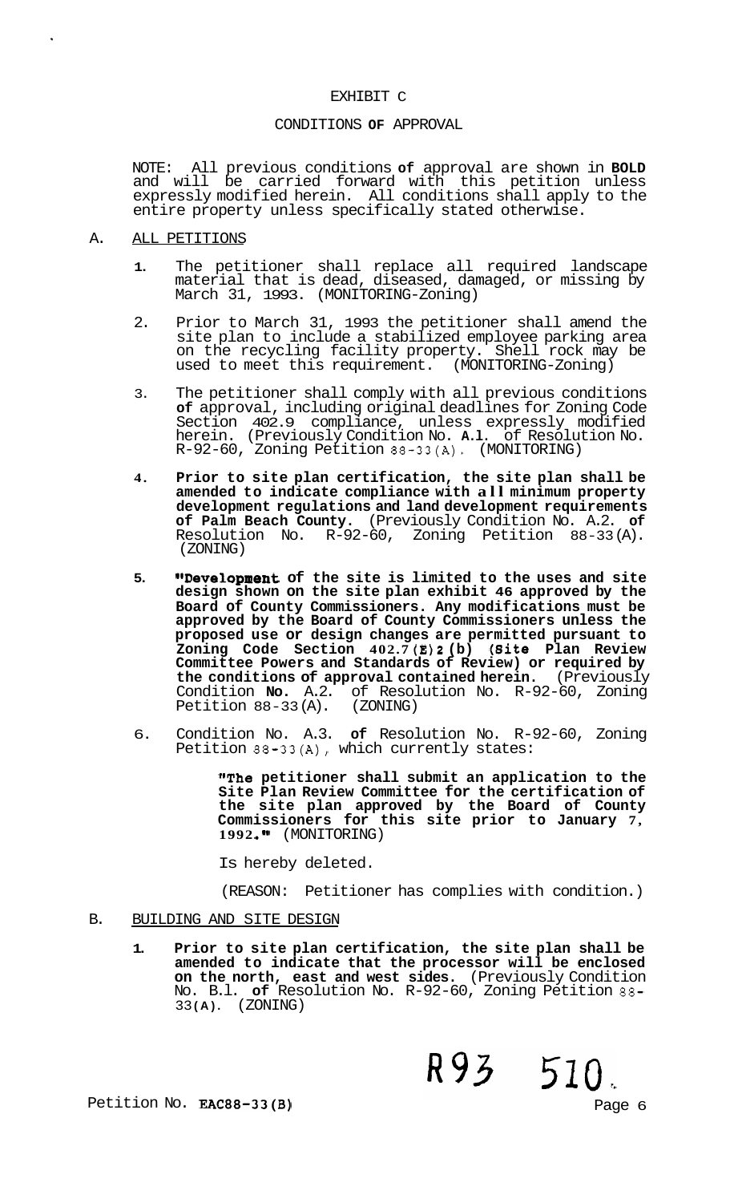# EXHIBIT C

## CONDITIONS OF APPROVAL

NOTE: All previous conditions of approval are shown in **BOLD** and will be carried forward with this petition unless expressly modified herein. All conditions shall apply to the entire property unless specifically stated otherwise.

A. ALL PETITIONS

1. The petitioner shall replace all required landscape material that is dead, diseased, damaged, or missing by March 31, 1993. (MONITORING-Zoning)

2. Prior to March 31, 1993 the petitioner shall amend the site plan to include a stabilized employee parking area on the recycling facility property. Shell rock may be used to meet this requirement. (MONITORING-Zoning)

3. The petitioner shall comply with all previous conditions of approval, including original deadlines for Zoning Code Section 402.9 compliance, unless expressly modified herein. (Previously Condition No. A.1. of Resolution No. R-92-60, Zoning Petition 88-33(A). (MONITORING)

4. **Prior to site plan certification, the site plan shall be amended to indicate compliance with all minimum property development regulations and land development requirements of Palm Beach County.** (Previously Condition No. A.2. of Resolution No. R-92-60, Zoning Petition 88-33(A). (ZONING)

5. **"Development of the site is limited to the uses and site design shown on the site plan exhibit 46 approved by the Board of County Commissioners. Any modifications must be approved by the Board of County Commissioners unless the proposed use or design changes are permitted pursuant to Zoning Code Section 402.7(E)2(b) (Site Plan Review Committee Powers and Standards of Review) or required by the conditions of approval contained herein.** (Previously Condition No. A.2. of Resolution No. R-92-60, Zoning Petition 88-33(A). (ZONING)

6. Condition No. A.3. of Resolution No. R-92-60, Zoning Petition 88-33(A), which currently states:

   > **"The petitioner shall submit an application to the Site Plan Review Committee for the certification of the site plan approved by the Board of County Commissioners for this site prior to January 7, 1992."** (MONITORING)

   Is hereby deleted.

   (REASON: Petitioner has complies with condition.)

B. BUILDING AND SITE DESIGN

1. **Prior to site plan certification, the site plan shall be amended to indicate that the processor will be enclosed on the north, east and west sides.** (Previously Condition No. B.1. of Resolution No. R-92-60, Zoning Petition 88-33(A). (ZONING)

R93 510

Petition No. EAC88-33(B)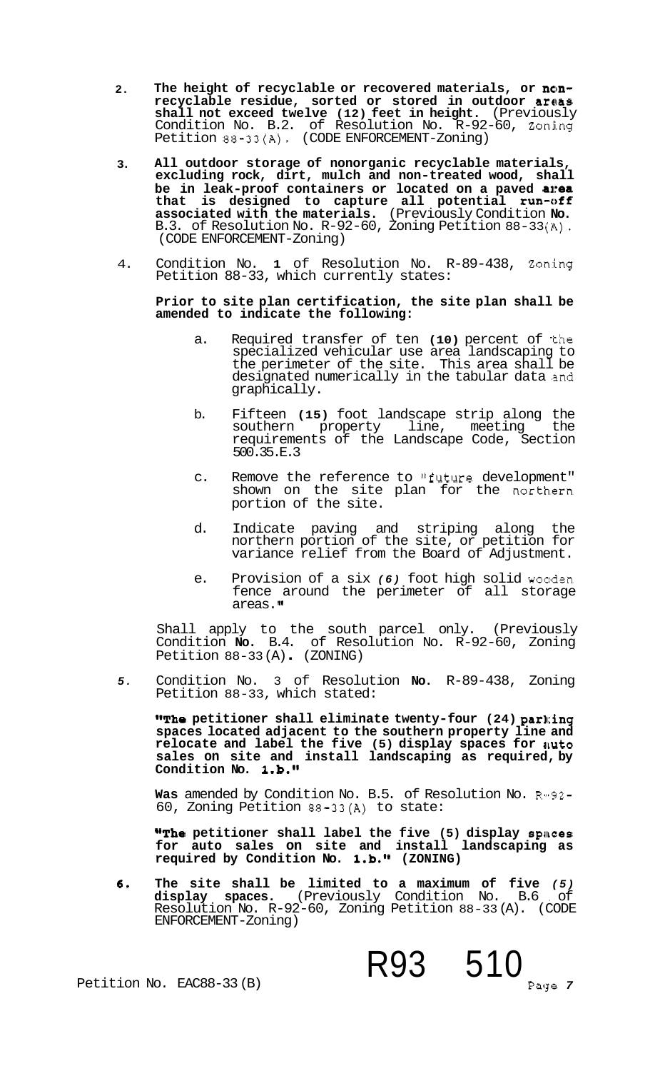2. **The height of recyclable or recovered materials, or non-recyclable residue, sorted or stored in outdoor areas shall not exceed twelve (12) feet in height.** (Previously Condition No. B.2. of Resolution No. R-92-60, Zoning Petition 88-33(A). (CODE ENFORCEMENT-Zoning)

3. **All outdoor storage of nonorganic recyclable materials, excluding rock, dirt, mulch and non-treated wood, shall be in leak-proof containers or located on a paved area that is designed to capture all potential run-off associated with the materials.** (Previously Condition **No.** B.3. of Resolution No. R-92-60, Zoning Petition 88-33(A). (CODE ENFORCEMENT-Zoning)

4. Condition No. **1** of Resolution No. R-89-438, Zoning Petition 88-33, which currently states:

   **Prior to site plan certification, the site plan shall be amended to indicate the following:**

   a. Required transfer of ten **(10)** percent of the specialized vehicular use area landscaping to the perimeter of the site. This area shall be designated numerically in the tabular data and graphically.

   b. Fifteen **(15)** foot landscape strip along the southern property line, meeting the requirements of the Landscape Code, Section 500.35.E.3

   c. Remove the reference to "future development" shown on the site plan for the northern portion of the site.

   d. Indicate paving and striping along the northern portion of the site, or petition for variance relief from the Board of Adjustment.

   e. Provision of a six *(6)* foot high solid wooden fence around the perimeter of all storage areas."

   Shall apply to the south parcel only. (Previously Condition **No.** B.4. of Resolution No. R-92-60, Zoning Petition 88-33(A). (ZONING)

5. Condition No. 3 of Resolution **No.** R-89-438, Zoning Petition 88-33, which stated:

   **"The petitioner shall eliminate twenty-four (24) parking spaces located adjacent to the southern property line and relocate and label the five (5) display spaces for auto sales on site and install landscaping as required, by Condition No. 1.b."**

   **Was** amended by Condition No. B.5. of Resolution No. R-92-60, Zoning Petition 88-33(A) to state:

   **"The petitioner shall label the five (5) display spaces for auto sales on site and install landscaping as required by Condition No. 1.b." (ZONING)**

6. **The site shall be limited to a maximum of five *(5)* display spaces.** (Previously Condition No. B.6 of Resolution No. R-92-60, Zoning Petition 88-33(A). (CODE ENFORCEMENT-Zoning)

Petition No. EAC88-33(B)

R93 510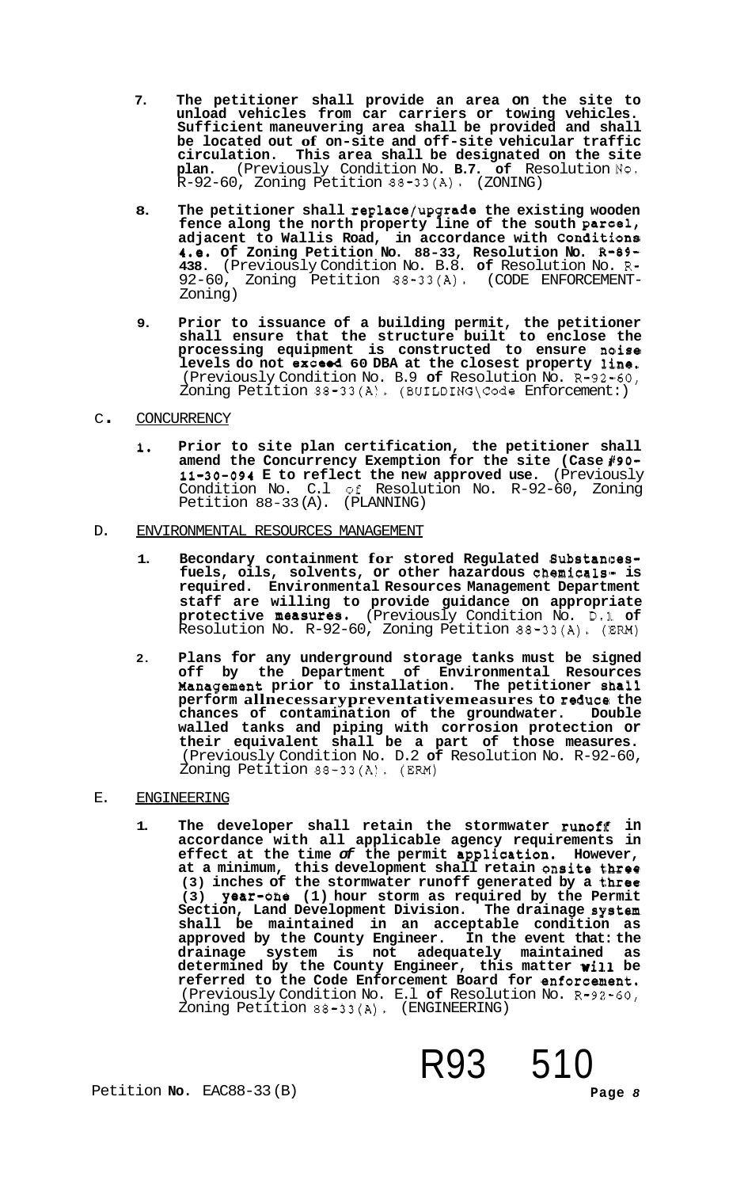7. **The petitioner shall provide an area on the site to unload vehicles from car carriers or towing vehicles. Sufficient maneuvering area shall be provided and shall be located out of on-site and off-site vehicular traffic circulation. This area shall be designated on the site plan.** (Previously Condition No. **B.7. of** Resolution No. R-92-60, Zoning Petition 88-33(A). (ZONING)

8. **The petitioner shall replace/upgrade the existing wooden fence along the north property line of the south parcel, adjacent to Wallis Road, in accordance with Conditions 4.e. of Zoning Petition No. 88-33, Resolution No. R-89-438.** (Previously Condition No. B.8. **of** Resolution No. R-92-60, Zoning Petition 88-33(A). (CODE ENFORCEMENT-Zoning)

9. **Prior to issuance of a building permit, the petitioner shall ensure that the structure built to enclose the processing equipment is constructed to ensure noise levels do not exceed 60 DBA at the closest property line.** (Previously Condition No. B.9 **of** Resolution No. R-92-60, Zoning Petition 88-33(A). (BUILDING\Code Enforcement:)

C. CONCURRENCY

1. **Prior to site plan certification, the petitioner shall amend the Concurrency Exemption for the site (Case #90-11-30-094 E to reflect the new approved use.** (Previously Condition No. C.1 of Resolution No. R-92-60, Zoning Petition 88-33(A). (PLANNING)

D. ENVIRONMENTAL RESOURCES MANAGEMENT

1. **Secondary containment for stored Regulated Substances-fuels, oils, solvents, or other hazardous chemicals- is required. Environmental Resources Management Department staff are willing to provide guidance on appropriate protective measures.** (Previously Condition No. D.1 **of** Resolution No. R-92-60, Zoning Petition 88-33(A). (ERM)

2. **Plans for any underground storage tanks must be signed off by the Department of Environmental Resources Management prior to installation. The petitioner shall perform all necessary preventative measures to reduce the chances of contamination of the groundwater. Double walled tanks and piping with corrosion protection or their equivalent shall be a part of those measures.** (Previously Condition No. D.2 **of** Resolution No. R-92-60, Zoning Petition 88-33(A). (ERM)

E. ENGINEERING

1. **The developer shall retain the stormwater runoff in accordance with all applicable agency requirements in effect at the time *of* the permit application. However, at a minimum, this development shall retain onsite three (3) inches of the stormwater runoff generated by a three (3) year-one (1) hour storm as required by the Permit Section, Land Development Division. The drainage system shall be maintained in an acceptable condition as approved by the County Engineer. In the event that: the drainage system is not adequately maintained as determined by the County Engineer, this matter will be referred to the Code Enforcement Board for enforcement.** (Previously Condition No. E.1 **of** Resolution No. R-92-60, Zoning Petition 88-33(A). (ENGINEERING)

R93 510

Petition **No.** EAC88-33(B)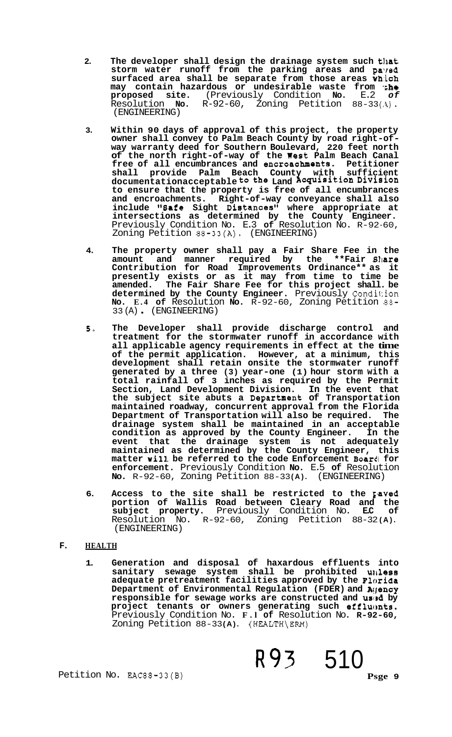2. **The developer shall design the drainage system such that storm water runoff from the parking areas and paved surfaced area shall be separate from those areas which may contain hazardous or undesirable waste from the proposed site.** (Previously Condition **No.** E.2 *of* Resolution **No.** R-92-60, Zoning Petition 88-33(A). (ENGINEERING)

3. **Within 90 days of approval of this project, the property owner shall convey to Palm Beach County by road right-of-way warranty deed for Southern Boulevard, 220 feet north of the north right-of-way of the West Palm Beach Canal free of all encumbrances and encroachments. Petitioner shall provide Palm Beach County with sufficient documentationacceptable to the Land Acquisition Division to ensure that the property is free of all encumbrances and encroachments. Right-of-way conveyance shall also include "Safe Sight Distances" where appropriate at intersections as determined by the County Engineer.** Previously Condition No. E.3 **of** Resolution No. R-92-60, Zoning Petition 88-33(A). (ENGINEERING)

4. **The property owner shall pay a Fair Share Fee in the amount and manner required by the \*\*Fair Share Contribution for Road Improvements Ordinance\*\* as it presently exists or as it may from time to time be amended. The Fair Share Fee for this project shall. be determined by the County Engineer.** Previously Condition **No. E.4 of** Resolution **No.** R-92-60, Zoning Petition 88-33(A)**.** (ENGINEERING)

5. **The Developer shall provide discharge control and treatment for the stormwater runoff in accordance with all applicable agency requirements in effect at the time of the permit application. However, at a minimum, this development shall retain onsite the stormwater runoff generated by a three (3) year-one (1) hour storm with a total rainfall of 3 inches as required by the Permit Section, Land Development Division. In the event that the subject site abuts a Department of Transportation maintained roadway, concurrent approval from the Florida Department of Transportation will also be required. The drainage system shall be maintained in an acceptable condition as approved by the County Engineer. In the event that the drainage system is not adequately maintained as determined by the County Engineer, this matter will be referred to the code Enforcement Board for enforcement.** Previously Condition **No.** E.5 **of** Resolution **No.** R-92-60, Zoning Petition 88-33**(A)**. (ENGINEERING)

6. **Access to the site shall be restricted to the paved portion of Wallis Road between Cleary Road and the subject property.** Previously Condition No. **E.C of** Resolution No. R-92-60, Zoning Petition 88-32**(A)**. (ENGINEERING)

**F. HEALTH**

1. **Generation and disposal of haxardous effluents into sanitary sewage system shall be prohibited unless adequate pretreatment facilities approved by the Florida Department of Environmental Regulation (FDER) and Agency responsible for sewage works are constructed and used by project tenants or owners generating such effluents.** Previously Condition No. **F.l of** Resolution No. **R-92-60,** Zoning Petition 88-33**(A)**. (HEALTH\ERM)

R93 510

Petition No. EAC88-33(B)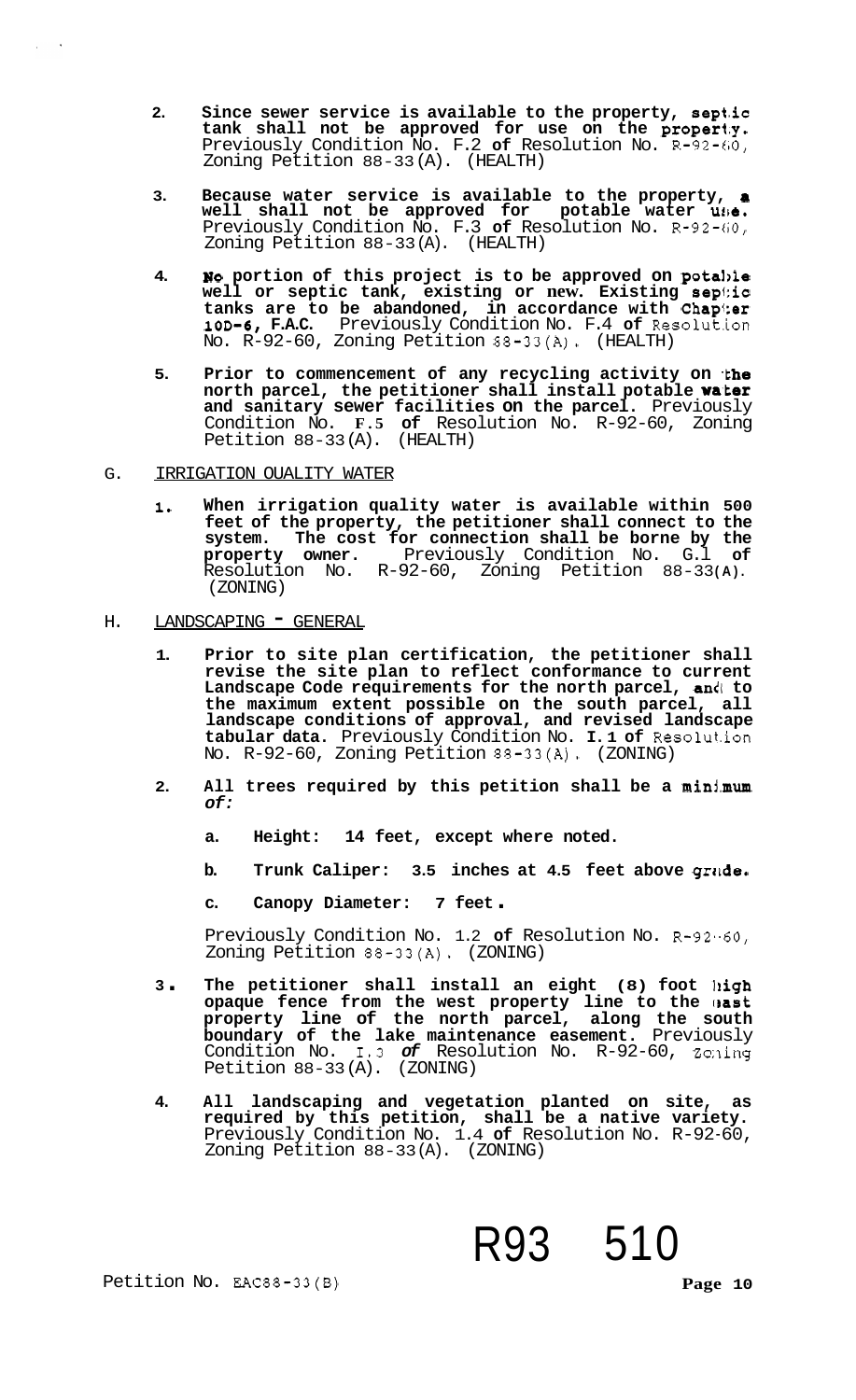2. **Since sewer service is available to the property, septic tank shall not be approved for use on the property.** Previously Condition No. F.2 **of** Resolution No. R-92-60, Zoning Petition 88-33(A). (HEALTH)

3. **Because water service is available to the property, a well shall not be approved for potable water use.** Previously Condition No. F.3 **of** Resolution No. R-92-60, Zoning Petition 88-33(A). (HEALTH)

4. **No portion of this project is to be approved on potable well or septic tank, existing or new. Existing septic tanks are to be abandoned, in accordance with Chapter 10D-6, F.A.C.** Previously Condition No. F.4 **of** Resolution No. R-92-60, Zoning Petition 88-33(A). (HEALTH)

5. **Prior to commencement of any recycling activity on the north parcel, the petitioner shall install potable water and sanitary sewer facilities on the parcel.** Previously Condition No. **F.5 of** Resolution No. R-92-60, Zoning Petition 88-33(A). (HEALTH)

G. IRRIGATION QUALITY WATER

1. **When irrigation quality water is available within 500 feet of the property, the petitioner shall connect to the system. The cost for connection shall be borne by the property owner.** Previously Condition No. G.1 **of** Resolution No. R-92-60, Zoning Petition 88-33(A). (ZONING)

H. LANDSCAPING - GENERAL

1. **Prior to site plan certification, the petitioner shall revise the site plan to reflect conformance to current Landscape Code requirements for the north parcel, and to the maximum extent possible on the south parcel, all landscape conditions of approval, and revised landscape tabular data.** Previously Condition No. **I.1 of** Resolution No. R-92-60, Zoning Petition 88-33(A). (ZONING)

2. **All trees required by this petition shall be a minimum *of:***

   a. **Height: 14 feet, except where noted.**

   b. **Trunk Caliper: 3.5 inches at 4.5 feet above grade.**

   c. **Canopy Diameter: 7 feet.**

   Previously Condition No. 1.2 **of** Resolution No. R-92-60, Zoning Petition 88-33(A). (ZONING)

3. **The petitioner shall install an eight (8) foot high opaque fence from the west property line to the east property line of the north parcel, along the south boundary of the lake maintenance easement.** Previously Condition No. I.3 ***of*** Resolution No. R-92-60, Zoning Petition 88-33(A). (ZONING)

4. **All landscaping and vegetation planted on site, as required by this petition, shall be a native variety.** Previously Condition No. 1.4 **of** Resolution No. R-92-60, Zoning Petition 88-33(A). (ZONING)

R93 510

Petition No. EAC88-33(B)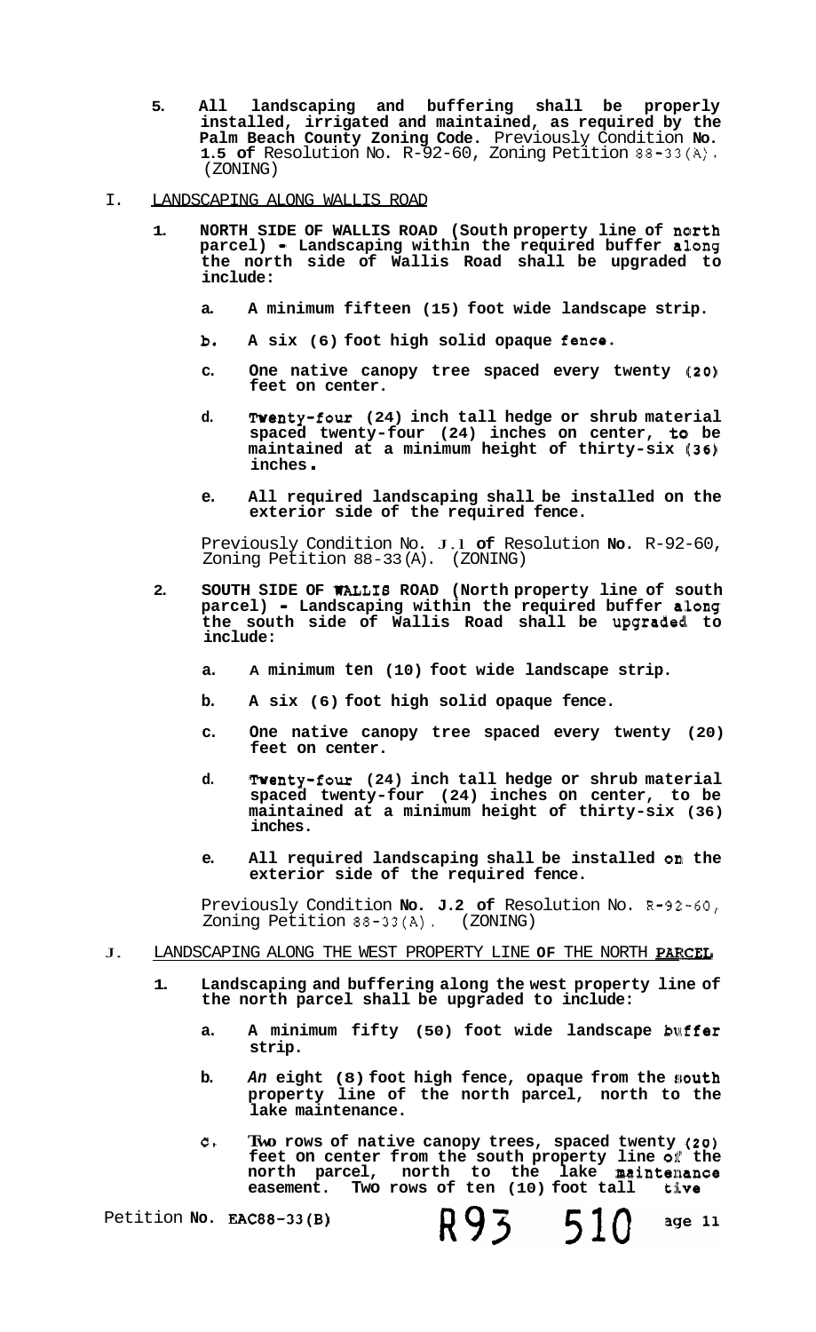5. **All landscaping and buffering shall be properly installed, irrigated and maintained, as required by the Palm Beach County Zoning Code.** Previously Condition **No. 1.5 of** Resolution No. R-92-60, Zoning Petition 88-33(A). (ZONING)

I. LANDSCAPING ALONG WALLIS ROAD

1. **NORTH SIDE OF WALLIS ROAD (South property line of north parcel) - Landscaping within the required buffer along the north side of Wallis Road shall be upgraded to include:**

   a. **A minimum fifteen (15) foot wide landscape strip.**

   b. **A six (6) foot high solid opaque fence.**

   c. **One native canopy tree spaced every twenty (20) feet on center.**

   d. **Twenty-four (24) inch tall hedge or shrub material spaced twenty-four (24) inches on center, to be maintained at a minimum height of thirty-six (36) inches.**

   e. **All required landscaping shall be installed on the exterior side of the required fence.**

   Previously Condition No. J.1 **of** Resolution **No.** R-92-60, Zoning Petition 88-33(A). (ZONING)

2. **SOUTH SIDE OF WALLIS ROAD (North property line of south parcel) - Landscaping within the required buffer along the south side of Wallis Road shall be upgraded to include:**

   a. **A minimum ten (10) foot wide landscape strip.**

   b. **A six (6) foot high solid opaque fence.**

   c. **One native canopy tree spaced every twenty (20) feet on center.**

   d. **Twenty-four (24) inch tall hedge or shrub material spaced twenty-four (24) inches on center, to be maintained at a minimum height of thirty-six (36) inches.**

   e. **All required landscaping shall be installed on the exterior side of the required fence.**

   Previously Condition **No. J.2 of** Resolution No. R-92-60, Zoning Petition 88-33(A). (ZONING)

J. LANDSCAPING ALONG THE WEST PROPERTY LINE **OF** THE NORTH PARCEL

1. **Landscaping and buffering along the west property line of the north parcel shall be upgraded to include:**

   a. **A minimum fifty (50) foot wide landscape buffer strip.**

   b. ***An* eight (8) foot high fence, opaque from the south property line of the north parcel, north to the lake maintenance.**

   c. **Two rows of native canopy trees, spaced twenty (20) feet on center from the south property line of the north parcel, north to the lake maintenance easement. Two rows of ten (10) foot tall tive**

Petition **No. EAC88-33(B)** R93 510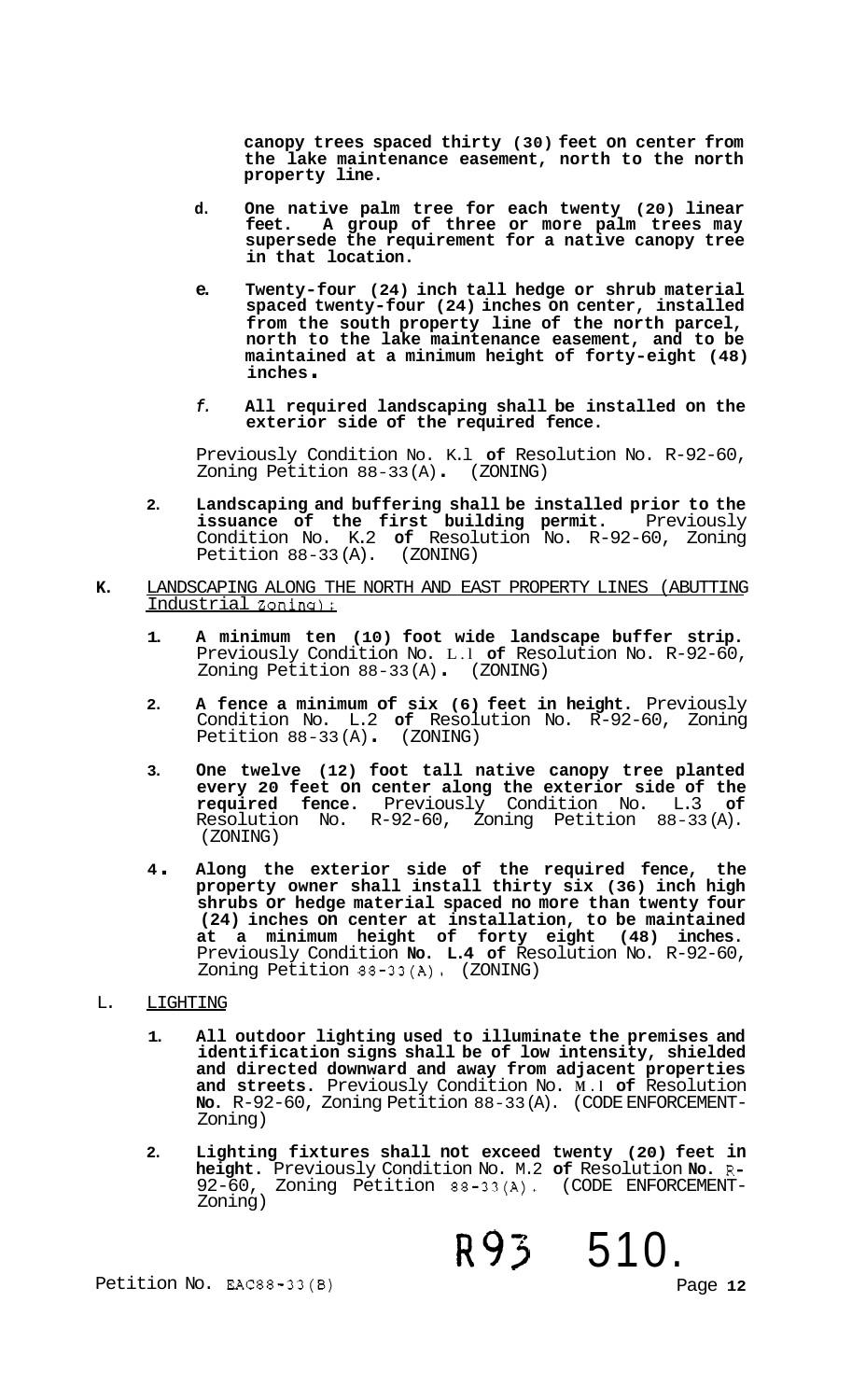**canopy trees spaced thirty (30) feet on center from the lake maintenance easement, north to the north property line.**

d. **One native palm tree for each twenty (20) linear feet. A group of three or more palm trees may supersede the requirement for a native canopy tree in that location.**

e. **Twenty-four (24) inch tall hedge or shrub material spaced twenty-four (24) inches on center, installed from the south property line of the north parcel, north to the lake maintenance easement, and to be maintained at a minimum height of forty-eight (48) inches.**

f. **All required landscaping shall be installed on the exterior side of the required fence.**

Previously Condition No. K.1 **of** Resolution No. R-92-60, Zoning Petition 88-33(A). (ZONING)

2. **Landscaping and buffering shall be installed prior to the issuance of the first building permit.** Previously Condition No. K.2 **of** Resolution No. R-92-60, Zoning Petition 88-33(A). (ZONING)

**K.** LANDSCAPING ALONG THE NORTH AND EAST PROPERTY LINES (ABUTTING Industrial Zoning):

1. **A minimum ten (10) foot wide landscape buffer strip.** Previously Condition No. L.1 **of** Resolution No. R-92-60, Zoning Petition 88-33(A). (ZONING)

2. **A fence a minimum of six (6) feet in height.** Previously Condition No. L.2 **of** Resolution No. R-92-60, Zoning Petition 88-33(A). (ZONING)

3. **One twelve (12) foot tall native canopy tree planted every 20 feet on center along the exterior side of the required fence.** Previously Condition No. L.3 **of** Resolution No. R-92-60, Zoning Petition 88-33(A). (ZONING)

4. **Along the exterior side of the required fence, the property owner shall install thirty six (36) inch high shrubs or hedge material spaced no more than twenty four (24) inches on center at installation, to be maintained at a minimum height of forty eight (48) inches.** Previously Condition **No. L.4 of** Resolution No. R-92-60, Zoning Petition 88-33(A). (ZONING)

L. LIGHTING

1. **All outdoor lighting used to illuminate the premises and identification signs shall be of low intensity, shielded and directed downward and away from adjacent properties and streets.** Previously Condition No. M.1 **of** Resolution **No.** R-92-60, Zoning Petition 88-33(A). (CODE ENFORCEMENT-Zoning)

2. **Lighting fixtures shall not exceed twenty (20) feet in height.** Previously Condition No. M.2 **of** Resolution **No.** R-92-60, Zoning Petition 88-33(A). (CODE ENFORCEMENT-Zoning)

R93 510.

Petition No. EAC88-33(B)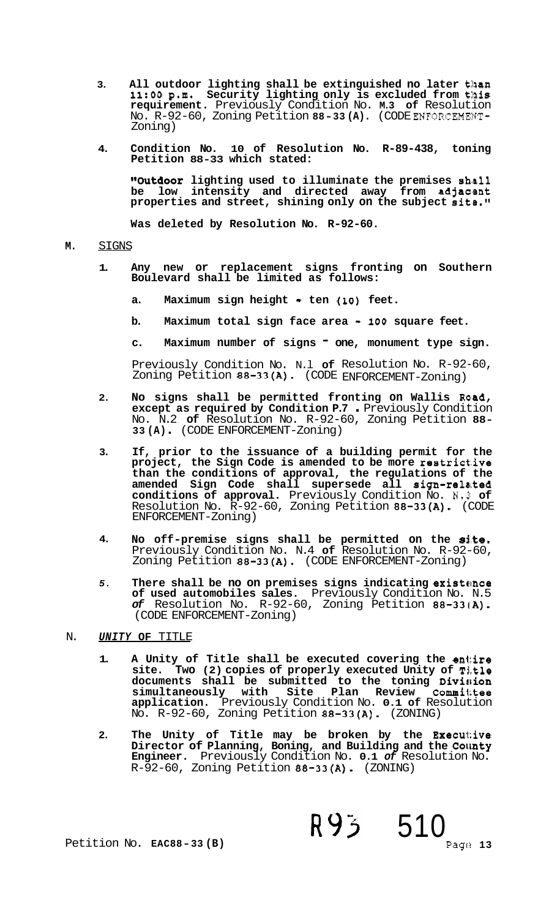3. **All outdoor lighting shall be extinguished no later than 11:00 p.m. Security lighting only is excluded from this requirement.** Previously Condition No. **M.3 of** Resolution No. R-92-60, Zoning Petition **88-33(A).** (CODE ENFORCEMENT-Zoning)

4. **Condition No. 10 of Resolution No. R-89-438, toning Petition 88-33 which stated:**

   **"Outdoor lighting used to illuminate the premises shall be low intensity and directed away from adjacent properties and street, shining only on the subject site."**

   **Was deleted by Resolution No. R-92-60.**

**M.** SIGNS

1. **Any new or replacement signs fronting on Southern Boulevard shall be limited as follows:**

   a. **Maximum sign height - ten (10) feet.**

   b. **Maximum total sign face area - 100 square feet.**

   c. **Maximum number of signs - one, monument type sign.**

   Previously Condition No. N.1 **of** Resolution No. R-92-60, Zoning Petition **88-33(A).** (CODE ENFORCEMENT-Zoning)

2. **No signs shall be permitted fronting on Wallis Road, except as required by Condition P.7 .** Previously Condition No. N.2 **of** Resolution No. R-92-60, Zoning Petition **88-33(A).** (CODE ENFORCEMENT-Zoning)

3. **If, prior to the issuance of a building permit for the project, the Sign Code is amended to be more restrictive than the conditions of approval, the regulations of the amended Sign Code shall supersede all sign-related conditions of approval.** Previously Condition No. N.3 **of** Resolution No. R-92-60, Zoning Petition **88-33(A).** (CODE ENFORCEMENT-Zoning)

4. **No off-premise signs shall be permitted on the site.** Previously Condition No. N.4 **of** Resolution No. R-92-60, Zoning Petition **88-33(A).** (CODE ENFORCEMENT-Zoning)

5. **There shall be no on premises signs indicating existence of used automobiles sales.** Previously Condition No. N.5 ***of*** Resolution No. R-92-60, Zoning Petition **88-33(A).** (CODE ENFORCEMENT-Zoning)

N. ***UNITY* OF** TITLE

1. **A Unity of Title shall be executed covering the entire site. Two (2) copies of properly executed Unity of Title documents shall be submitted to the toning Division simultaneously with Site Plan Review Committee application.** Previously Condition No. **0.1 of** Resolution No. R-92-60, Zoning Petition **88-33(A).** (ZONING)

2. **The Unity of Title may be broken by the Executive Director of Planning, Boning, and Building and the County Engineer.** Previously Condition No. **0.1** ***of*** Resolution No. R-92-60, Zoning Petition **88-33(A).** (ZONING)

R93 510

Petition No. **EAC88-33(B)**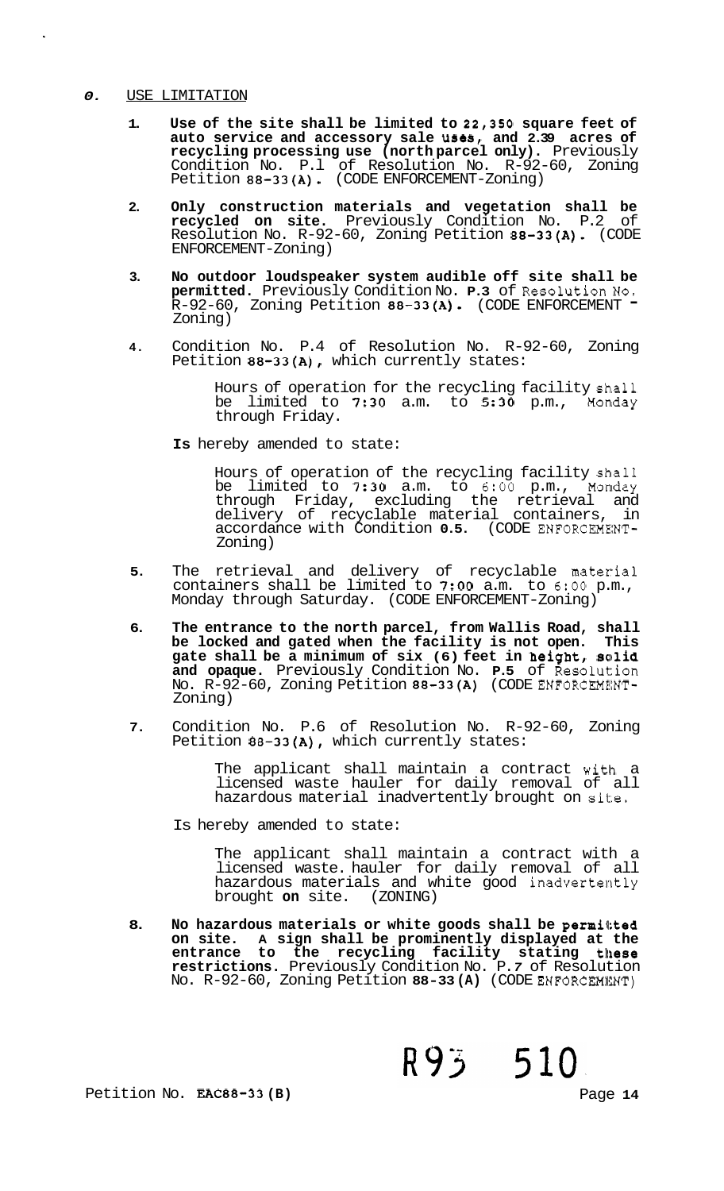## O. USE LIMITATION

1. **Use of the site shall be limited to 22,350 square feet of auto service and accessory sale uses, and 2.39 acres of recycling processing use (north parcel only).** Previously Condition No. P.1 of Resolution No. R-92-60, Zoning Petition 88-33(A). (CODE ENFORCEMENT-Zoning)

2. **Only construction materials and vegetation shall be recycled on site.** Previously Condition No. P.2 of Resolution No. R-92-60, Zoning Petition 88-33(A). (CODE ENFORCEMENT-Zoning)

3. **No outdoor loudspeaker system audible off site shall be permitted.** Previously Condition No. P.3 of Resolution No. R-92-60, Zoning Petition 88-33(A). (CODE ENFORCEMENT - Zoning)

4. Condition No. P.4 of Resolution No. R-92-60, Zoning Petition 88-33(A), which currently states:

   > Hours of operation for the recycling facility shall be limited to 7:30 a.m. to 5:30 p.m., Monday through Friday.

   Is hereby amended to state:

   > Hours of operation of the recycling facility shall be limited to 7:30 a.m. to 6:00 p.m., Monday through Friday, excluding the retrieval and delivery of recyclable material containers, in accordance with Condition O.5. (CODE ENFORCEMENT-Zoning)

5. The retrieval and delivery of recyclable material containers shall be limited to 7:00 a.m. to 6:00 p.m., Monday through Saturday. (CODE ENFORCEMENT-Zoning)

6. **The entrance to the north parcel, from Wallis Road, shall be locked and gated when the facility is not open. This gate shall be a minimum of six (6) feet in height, solid and opaque.** Previously Condition No. P.5 of Resolution No. R-92-60, Zoning Petition 88-33(A) (CODE ENFORCEMENT-Zoning)

7. Condition No. P.6 of Resolution No. R-92-60, Zoning Petition 88-33(A), which currently states:

   > The applicant shall maintain a contract with a licensed waste hauler for daily removal of all hazardous material inadvertently brought on site.

   Is hereby amended to state:

   > The applicant shall maintain a contract with a licensed waste. hauler for daily removal of all hazardous materials and white good inadvertently brought on site. (ZONING)

8. **No hazardous materials or white goods shall be permitted on site. A sign shall be prominently displayed at the entrance to the recycling facility stating these restrictions.** Previously Condition No. P.7 of Resolution No. R-92-60, Zoning Petition 88-33(A) (CODE ENFORCEMENT)

R93 510

Petition No. EAC88-33(B)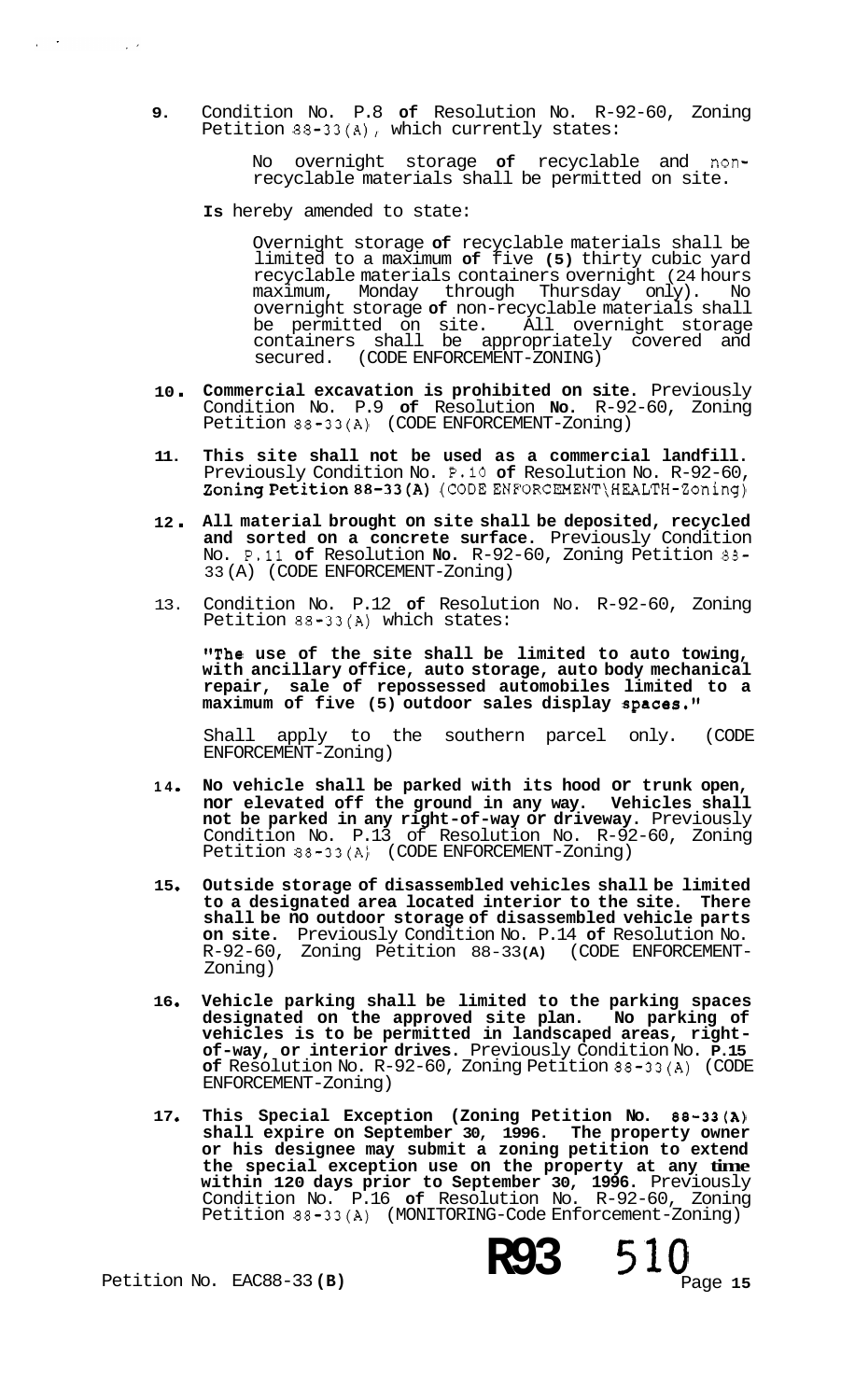9. Condition No. P.8 **of** Resolution No. R-92-60, Zoning Petition 88-33(A), which currently states:

   > No overnight storage **of** recyclable and non-recyclable materials shall be permitted on site.

   **Is** hereby amended to state:

   > Overnight storage **of** recyclable materials shall be limited to a maximum **of** five **(5)** thirty cubic yard recyclable materials containers overnight (24 hours maximum, Monday through Thursday only). No overnight storage **of** non-recyclable materials shall be permitted on site. All overnight storage containers shall be appropriately covered and secured. (CODE ENFORCEMENT-ZONING)

10. **Commercial excavation is prohibited on site.** Previously Condition No. P.9 **of** Resolution **No.** R-92-60, Zoning Petition 88-33(A) (CODE ENFORCEMENT-Zoning)

11. **This site shall not be used as a commercial landfill.** Previously Condition No. P.10 **of** Resolution No. R-92-60, **Zoning Petition 88-33(A)** (CODE ENFORCEMENT\HEALTH-Zoning)

12. **All material brought on site shall be deposited, recycled and sorted on a concrete surface.** Previously Condition No. P.11 **of** Resolution **No.** R-92-60, Zoning Petition 88-33(A) (CODE ENFORCEMENT-Zoning)

13. Condition No. P.12 **of** Resolution No. R-92-60, Zoning Petition 88-33(A) which states:

    **"The use of the site shall be limited to auto towing, with ancillary office, auto storage, auto body mechanical repair, sale of repossessed automobiles limited to a maximum of five (5) outdoor sales display spaces."**

    Shall apply to the southern parcel only. (CODE ENFORCEMENT-Zoning)

14. **No vehicle shall be parked with its hood or trunk open, nor elevated off the ground in any way. Vehicles shall not be parked in any right-of-way or driveway.** Previously Condition No. P.13 of Resolution No. R-92-60, Zoning Petition 88-33(A) (CODE ENFORCEMENT-Zoning)

15. **Outside storage of disassembled vehicles shall be limited to a designated area located interior to the site. There shall be no outdoor storage of disassembled vehicle parts on site.** Previously Condition No. P.14 **of** Resolution No. R-92-60, Zoning Petition 88-33**(A)** (CODE ENFORCEMENT-Zoning)

16. **Vehicle parking shall be limited to the parking spaces designated on the approved site plan. No parking of vehicles is to be permitted in landscaped areas, right-of-way, or interior drives.** Previously Condition No. **P.15 of** Resolution No. R-92-60, Zoning Petition 88-33(A) (CODE ENFORCEMENT-Zoning)

17. **This Special Exception (Zoning Petition No. 88-33(A) shall expire on September 30, 1996. The property owner or his designee may submit a zoning petition to extend the special exception use on the property at any time within 120 days prior to September 30, 1996.** Previously Condition No. P.16 **of** Resolution No. R-92-60, Zoning Petition 88-33(A) (MONITORING-Code Enforcement-Zoning)

Petition No. EAC88-33 **(B)**

**R93 510**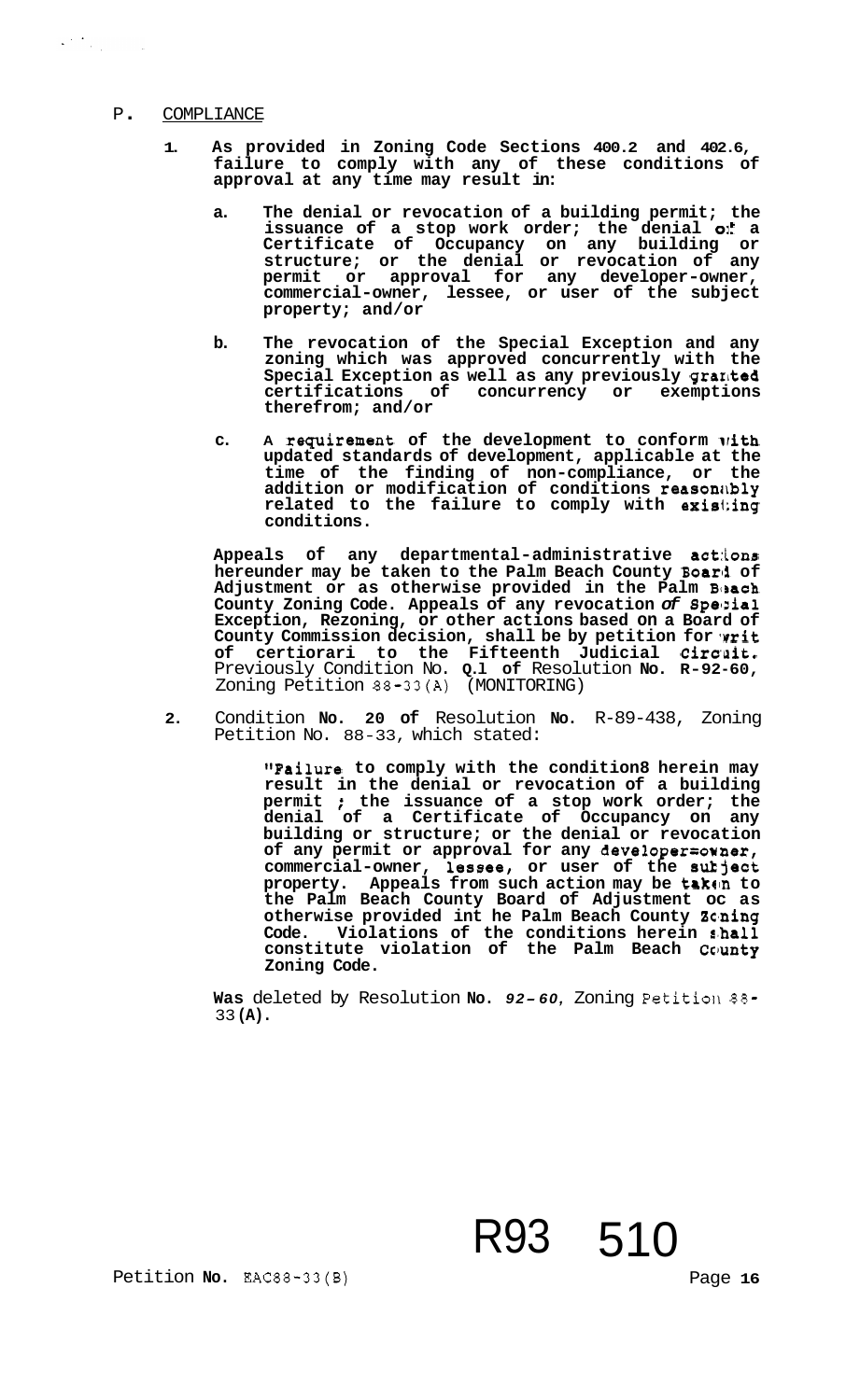P. COMPLIANCE

1. **As provided in Zoning Code Sections 400.2 and 402.6, failure to comply with any of these conditions of approval at any time may result in:**

   a. **The denial or revocation of a building permit; the issuance of a stop work order; the denial of a Certificate of Occupancy on any building or structure; or the denial or revocation of any permit or approval for any developer-owner, commercial-owner, lessee, or user of the subject property; and/or**

   b. **The revocation of the Special Exception and any zoning which was approved concurrently with the Special Exception as well as any previously granted certifications of concurrency or exemptions therefrom; and/or**

   c. **A requirement of the development to conform with updated standards of development, applicable at the time of the finding of non-compliance, or the addition or modification of conditions reasonably related to the failure to comply with existing conditions.**

   **Appeals of any departmental-administrative actions hereunder may be taken to the Palm Beach County Board of Adjustment or as otherwise provided in the Palm Beach County Zoning Code. Appeals of any revocation of Special Exception, Rezoning, or other actions based on a Board of County Commission decision, shall be by petition for writ of certiorari to the Fifteenth Judicial Circuit.** Previously Condition No. **Q.1 of** Resolution **No. R-92-60,** Zoning Petition 88-33(A) (MONITORING)

2. Condition **No. 20 of** Resolution **No.** R-89-438, Zoning Petition No. 88-33, which stated:

   > **"Failure to comply with the condition8 herein may result in the denial or revocation of a building permit ; the issuance of a stop work order; the denial of a Certificate of Occupancy on any building or structure; or the denial or revocation of any permit or approval for any developer=owner, commercial-owner, lessee, or user of the subject property. Appeals from such action may be taken to the Palm Beach County Board of Adjustment oc as otherwise provided int he Palm Beach County Zoning Code. Violations of the conditions herein shall constitute violation of the Palm Beach County Zoning Code.**

   **Was** deleted by Resolution **No.** *92-60*, Zoning Petition 88-33**(A).**

R93 510

Petition **No.** EAC88-33(B)